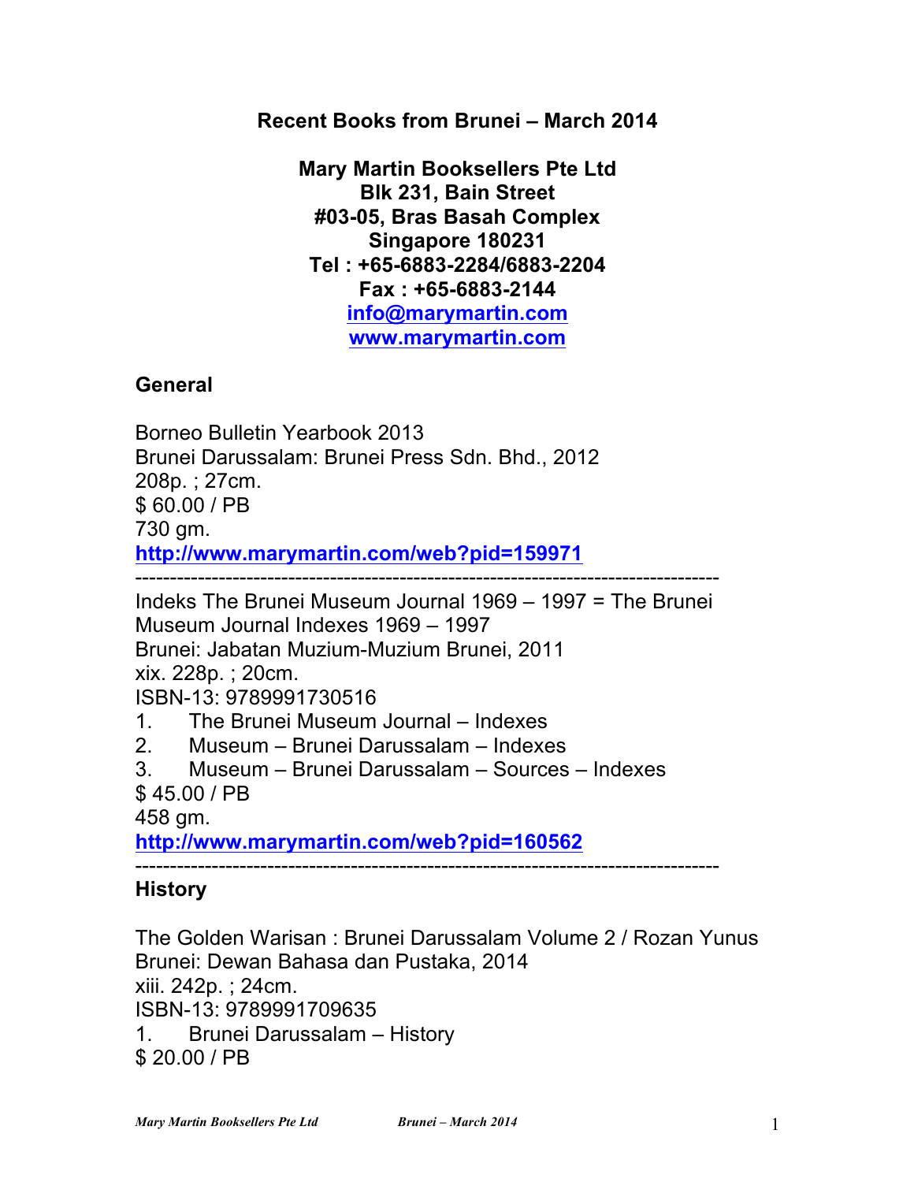# Recent Books from Brunei – March 2014

**Mary Martin Booksellers Pte Ltd**
**Blk 231, Bain Street**
**#03-05, Bras Basah Complex**
**Singapore 180231**
**Tel : +65-6883-2284/6883-2204**
**Fax : +65-6883-2144**
**[info@marymartin.com](mailto:info@marymartin.com)**
**[www.marymartin.com](http://www.marymartin.com)**

## General

Borneo Bulletin Yearbook 2013
Brunei Darussalam: Brunei Press Sdn. Bhd., 2012
208p. ; 27cm.
$ 60.00 / PB
730 gm.
**http://www.marymartin.com/web?pid=159971**

---

Indeks The Brunei Museum Journal 1969 – 1997 = The Brunei Museum Journal Indexes 1969 – 1997
Brunei: Jabatan Muzium-Muzium Brunei, 2011
xix. 228p. ; 20cm.
ISBN-13: 9789991730516

1. The Brunei Museum Journal – Indexes
2. Museum – Brunei Darussalam – Indexes
3. Museum – Brunei Darussalam – Sources – Indexes

$ 45.00 / PB
458 gm.
**http://www.marymartin.com/web?pid=160562**

---

## History

The Golden Warisan : Brunei Darussalam Volume 2 / Rozan Yunus
Brunei: Dewan Bahasa dan Pustaka, 2014
xiii. 242p. ; 24cm.
ISBN-13: 9789991709635

1. Brunei Darussalam – History

$ 20.00 / PB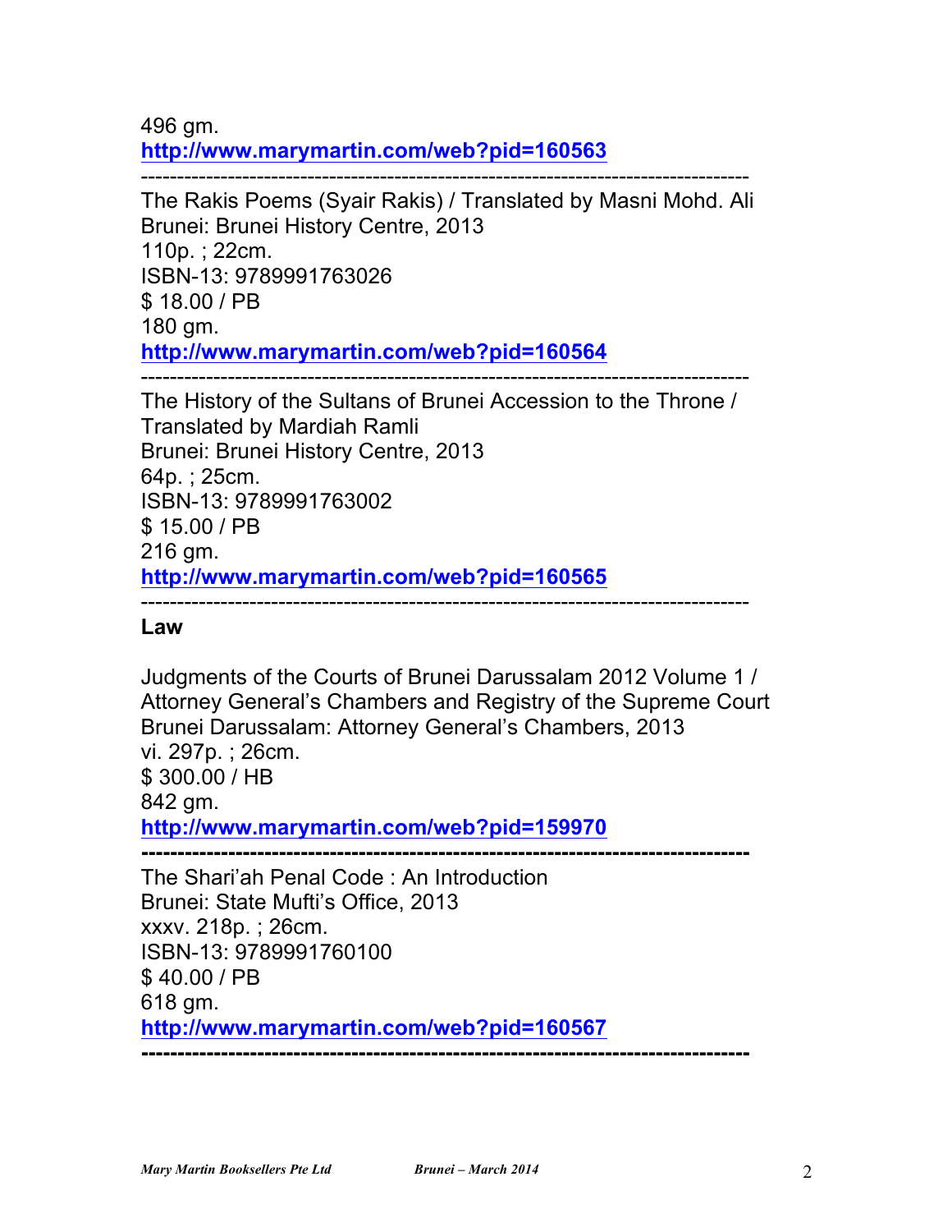496 gm.
http://www.marymartin.com/web?pid=160563

---

The Rakis Poems (Syair Rakis) / Translated by Masni Mohd. Ali
Brunei: Brunei History Centre, 2013
110p. ; 22cm.
ISBN-13: 9789991763026
$ 18.00 / PB
180 gm.
http://www.marymartin.com/web?pid=160564

---

The History of the Sultans of Brunei Accession to the Throne / Translated by Mardiah Ramli
Brunei: Brunei History Centre, 2013
64p. ; 25cm.
ISBN-13: 9789991763002
$ 15.00 / PB
216 gm.
http://www.marymartin.com/web?pid=160565

---

**Law**

Judgments of the Courts of Brunei Darussalam 2012 Volume 1 / Attorney General's Chambers and Registry of the Supreme Court
Brunei Darussalam: Attorney General's Chambers, 2013
vi. 297p. ; 26cm.
$ 300.00 / HB
842 gm.
http://www.marymartin.com/web?pid=159970

---

The Shari'ah Penal Code : An Introduction
Brunei: State Mufti's Office, 2013
xxxv. 218p. ; 26cm.
ISBN-13: 9789991760100
$ 40.00 / PB
618 gm.
http://www.marymartin.com/web?pid=160567

---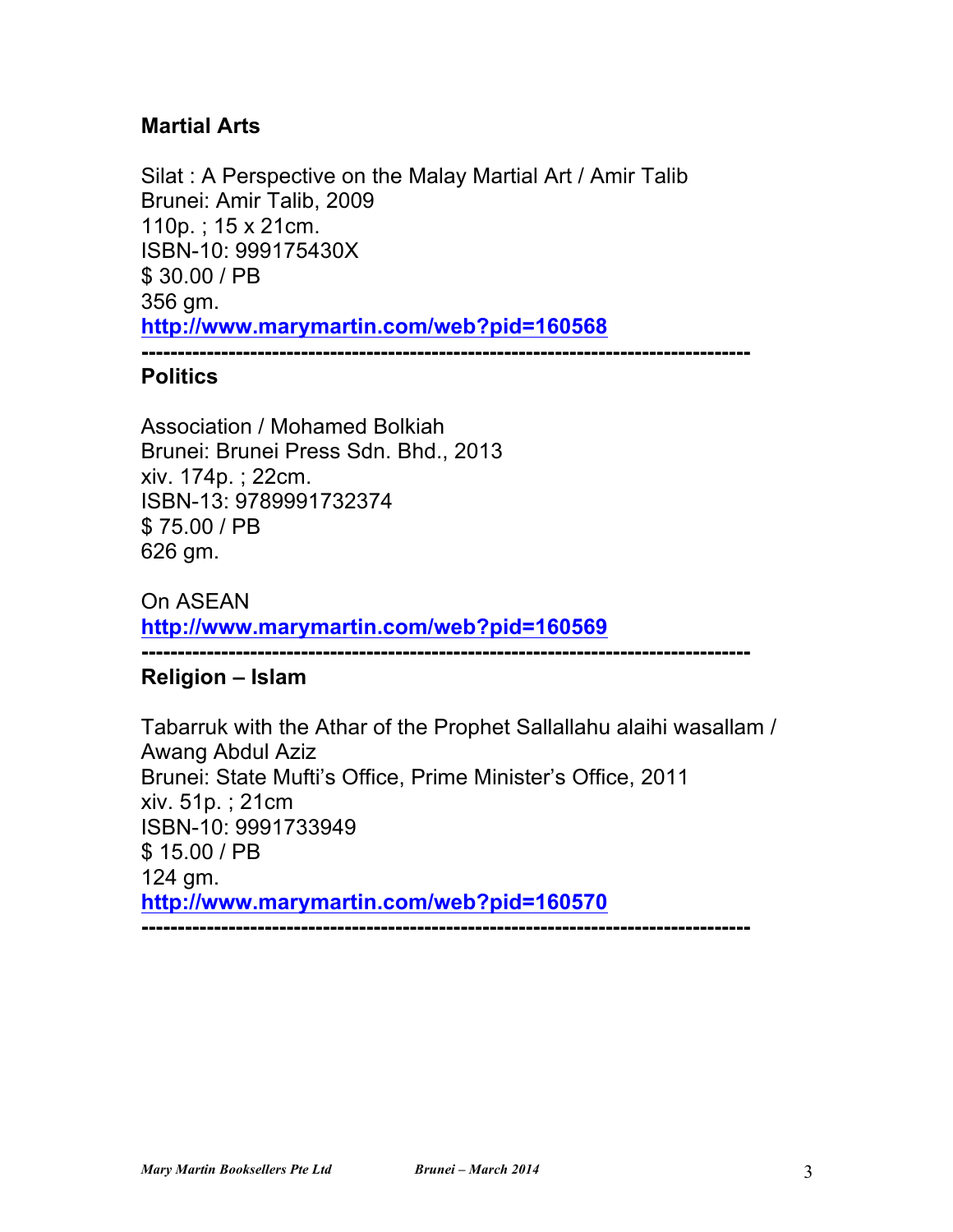## Martial Arts

Silat : A Perspective on the Malay Martial Art / Amir Talib
Brunei: Amir Talib, 2009
110p. ; 15 x 21cm.
ISBN-10: 999175430X
$ 30.00 / PB
356 gm.
**http://www.marymartin.com/web?pid=160568**

---

## Politics

Association / Mohamed Bolkiah
Brunei: Brunei Press Sdn. Bhd., 2013
xiv. 174p. ; 22cm.
ISBN-13: 9789991732374
$ 75.00 / PB
626 gm.

On ASEAN
**http://www.marymartin.com/web?pid=160569**

---

## Religion – Islam

Tabarruk with the Athar of the Prophet Sallallahu alaihi wasallam / Awang Abdul Aziz
Brunei: State Mufti's Office, Prime Minister's Office, 2011
xiv. 51p. ; 21cm
ISBN-10: 9991733949
$ 15.00 / PB
124 gm.
**http://www.marymartin.com/web?pid=160570**

---